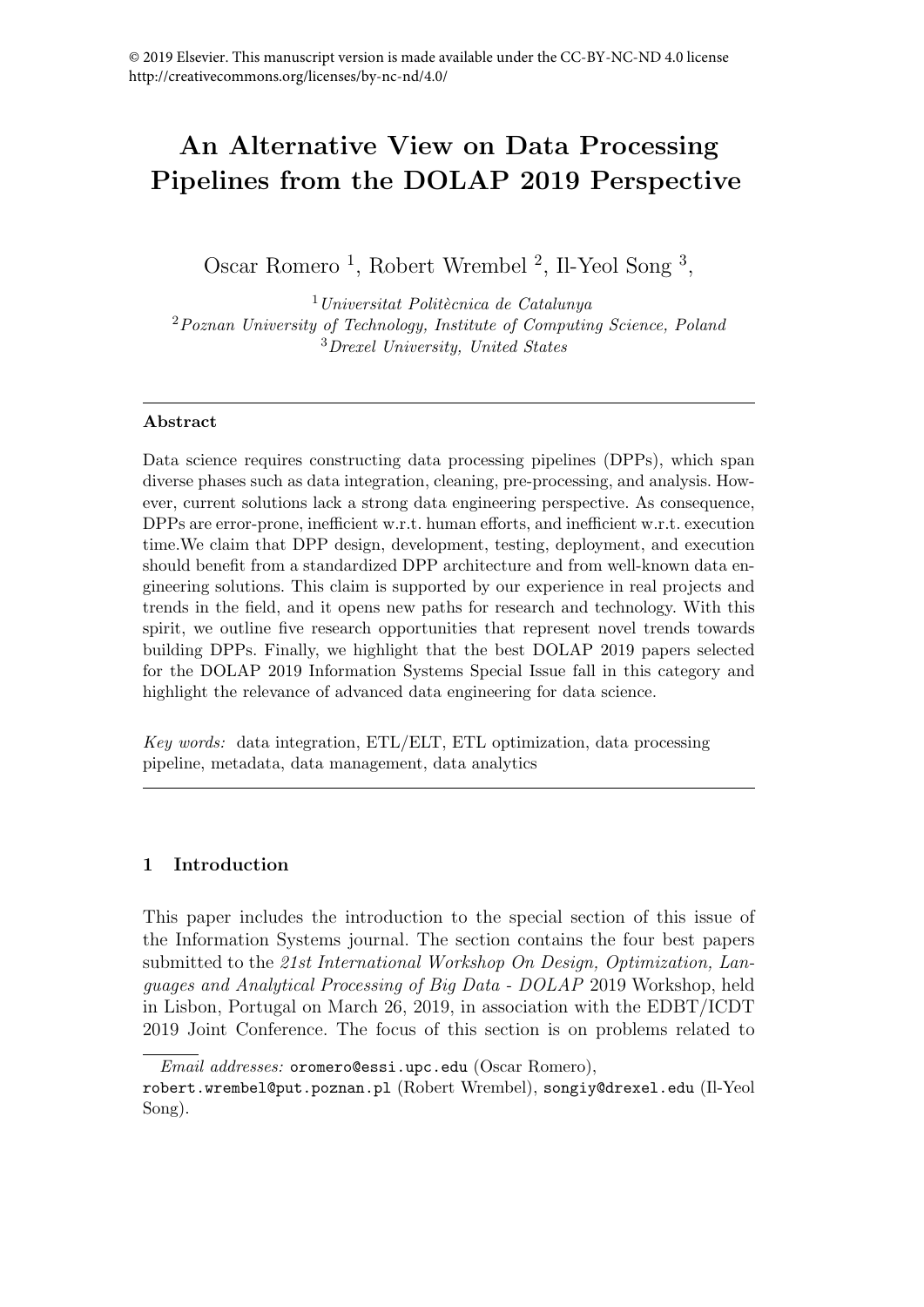© 2019 Elsevier. This manuscript version is made available under the CC-BY-NC-ND 4.0 license http://creativecommons.org/licenses/by-nc-nd/4.0/

# An Alternative View on Data Processing Pipelines from the DOLAP 2019 Perspective

Oscar Romero [1], Robert Wrembel [2], Il-Yeol Song [3],

[1] *Universitat Politècnica de Catalunya*
[2] *Poznan University of Technology, Institute of Computing Science, Poland*
[3] *Drexel University, United States*

---

**Abstract**

Data science requires constructing data processing pipelines (DPPs), which span diverse phases such as data integration, cleaning, pre-processing, and analysis. However, current solutions lack a strong data engineering perspective. As consequence, DPPs are error-prone, inefficient w.r.t. human efforts, and inefficient w.r.t. execution time.We claim that DPP design, development, testing, deployment, and execution should benefit from a standardized DPP architecture and from well-known data engineering solutions. This claim is supported by our experience in real projects and trends in the field, and it opens new paths for research and technology. With this spirit, we outline five research opportunities that represent novel trends towards building DPPs. Finally, we highlight that the best DOLAP 2019 papers selected for the DOLAP 2019 Information Systems Special Issue fall in this category and highlight the relevance of advanced data engineering for data science.

*Key words:* data integration, ETL/ELT, ETL optimization, data processing pipeline, metadata, data management, data analytics

---

## 1 Introduction

This paper includes the introduction to the special section of this issue of the Information Systems journal. The section contains the four best papers submitted to the *21st International Workshop On Design, Optimization, Languages and Analytical Processing of Big Data - DOLAP* 2019 Workshop, held in Lisbon, Portugal on March 26, 2019, in association with the EDBT/ICDT 2019 Joint Conference. The focus of this section is on problems related to

---

*Email addresses:* oromero@essi.upc.edu (Oscar Romero), robert.wrembel@put.poznan.pl (Robert Wrembel), songiy@drexel.edu (Il-Yeol Song).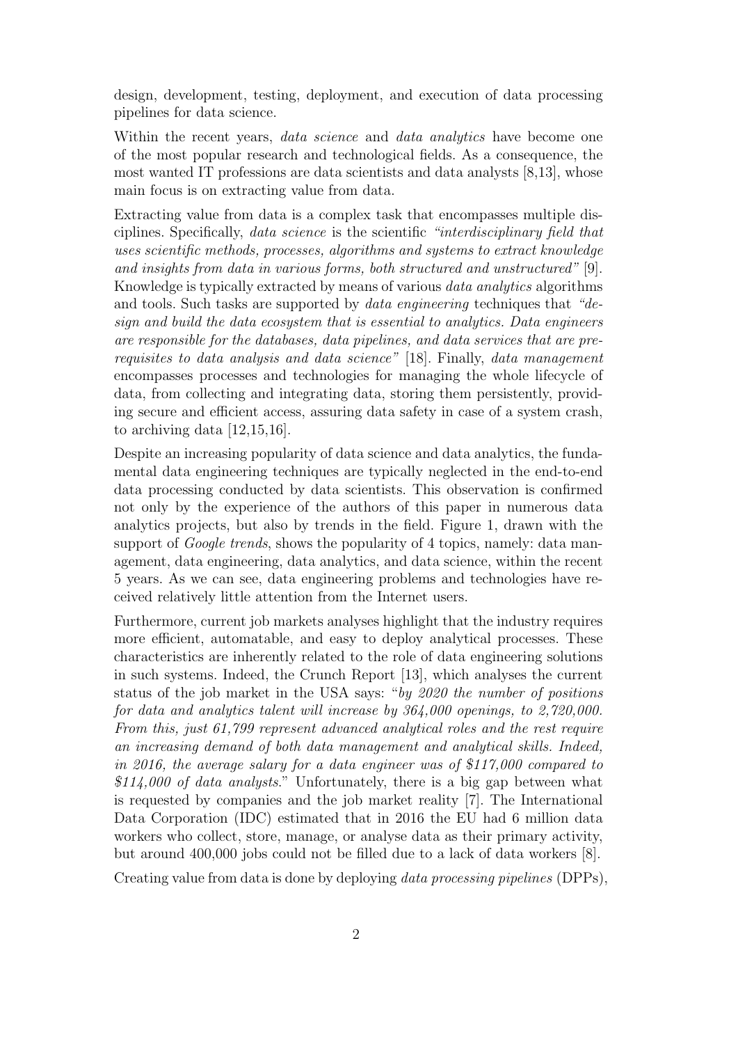design, development, testing, deployment, and execution of data processing pipelines for data science.

Within the recent years, *data science* and *data analytics* have become one of the most popular research and technological fields. As a consequence, the most wanted IT professions are data scientists and data analysts [8,13], whose main focus is on extracting value from data.

Extracting value from data is a complex task that encompasses multiple disciplines. Specifically, *data science* is the scientific *"interdisciplinary field that uses scientific methods, processes, algorithms and systems to extract knowledge and insights from data in various forms, both structured and unstructured"* [9]. Knowledge is typically extracted by means of various *data analytics* algorithms and tools. Such tasks are supported by *data engineering* techniques that *"design and build the data ecosystem that is essential to analytics. Data engineers are responsible for the databases, data pipelines, and data services that are prerequisites to data analysis and data science"* [18]. Finally, *data management* encompasses processes and technologies for managing the whole lifecycle of data, from collecting and integrating data, storing them persistently, providing secure and efficient access, assuring data safety in case of a system crash, to archiving data [12,15,16].

Despite an increasing popularity of data science and data analytics, the fundamental data engineering techniques are typically neglected in the end-to-end data processing conducted by data scientists. This observation is confirmed not only by the experience of the authors of this paper in numerous data analytics projects, but also by trends in the field. Figure 1, drawn with the support of *Google trends*, shows the popularity of 4 topics, namely: data management, data engineering, data analytics, and data science, within the recent 5 years. As we can see, data engineering problems and technologies have received relatively little attention from the Internet users.

Furthermore, current job markets analyses highlight that the industry requires more efficient, automatable, and easy to deploy analytical processes. These characteristics are inherently related to the role of data engineering solutions in such systems. Indeed, the Crunch Report [13], which analyses the current status of the job market in the USA says: "*by 2020 the number of positions for data and analytics talent will increase by 364,000 openings, to 2,720,000. From this, just 61,799 represent advanced analytical roles and the rest require an increasing demand of both data management and analytical skills. Indeed, in 2016, the average salary for a data engineer was of \$117,000 compared to \$114,000 of data analysts*." Unfortunately, there is a big gap between what is requested by companies and the job market reality [7]. The International Data Corporation (IDC) estimated that in 2016 the EU had 6 million data workers who collect, store, manage, or analyse data as their primary activity, but around 400,000 jobs could not be filled due to a lack of data workers [8].

Creating value from data is done by deploying *data processing pipelines* (DPPs),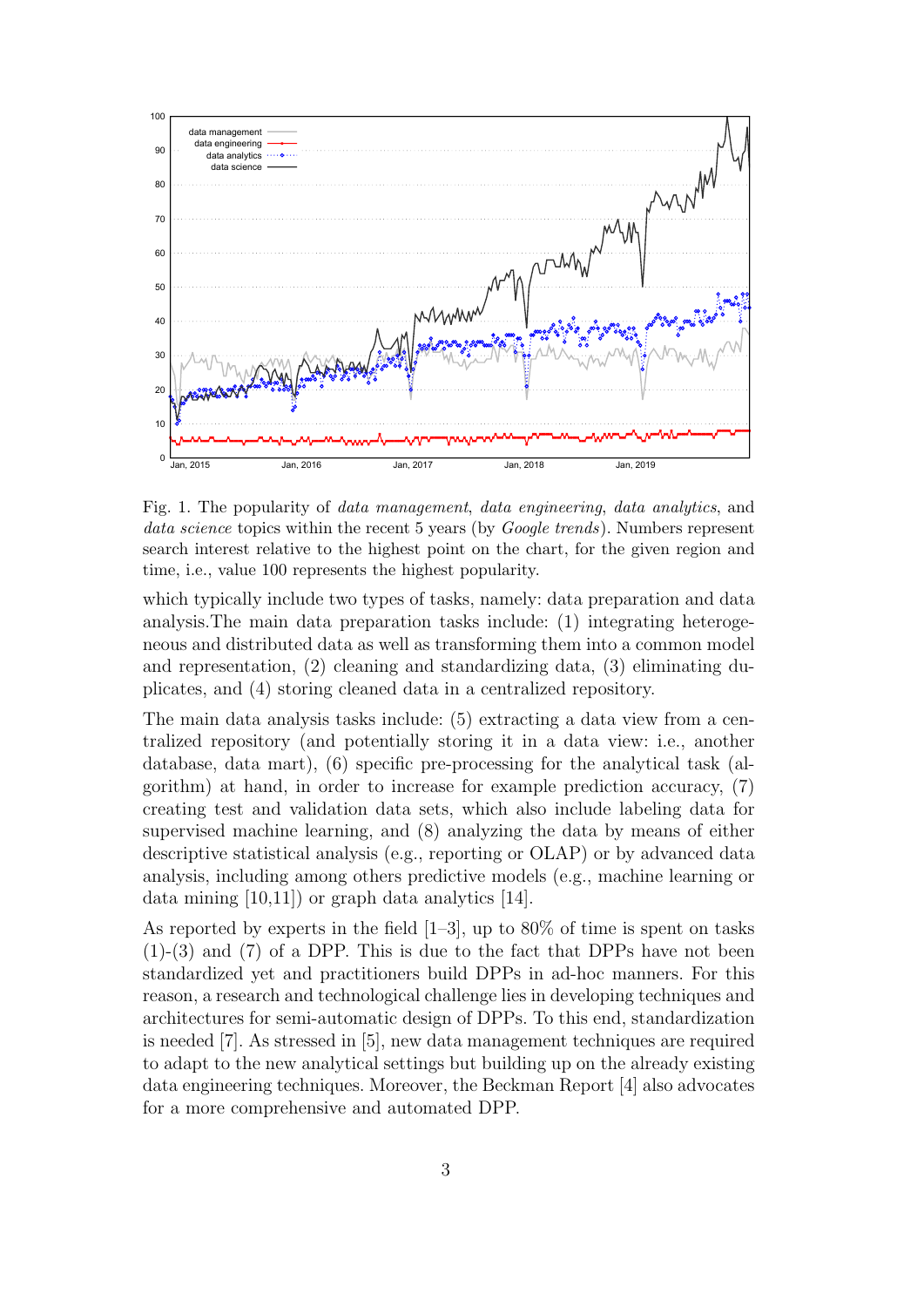Fig. 1. The popularity of *data management*, *data engineering*, *data analytics*, and *data science* topics within the recent 5 years (by *Google trends*). Numbers represent search interest relative to the highest point on the chart, for the given region and time, i.e., value 100 represents the highest popularity.

which typically include two types of tasks, namely: data preparation and data analysis.The main data preparation tasks include: (1) integrating heterogeneous and distributed data as well as transforming them into a common model and representation, (2) cleaning and standardizing data, (3) eliminating duplicates, and (4) storing cleaned data in a centralized repository.

The main data analysis tasks include: (5) extracting a data view from a centralized repository (and potentially storing it in a data view: i.e., another database, data mart), (6) specific pre-processing for the analytical task (algorithm) at hand, in order to increase for example prediction accuracy, (7) creating test and validation data sets, which also include labeling data for supervised machine learning, and (8) analyzing the data by means of either descriptive statistical analysis (e.g., reporting or OLAP) or by advanced data analysis, including among others predictive models (e.g., machine learning or data mining [10,11]) or graph data analytics [14].

As reported by experts in the field [1–3], up to 80% of time is spent on tasks (1)-(3) and (7) of a DPP. This is due to the fact that DPPs have not been standardized yet and practitioners build DPPs in ad-hoc manners. For this reason, a research and technological challenge lies in developing techniques and architectures for semi-automatic design of DPPs. To this end, standardization is needed [7]. As stressed in [5], new data management techniques are required to adapt to the new analytical settings but building up on the already existing data engineering techniques. Moreover, the Beckman Report [4] also advocates for a more comprehensive and automated DPP.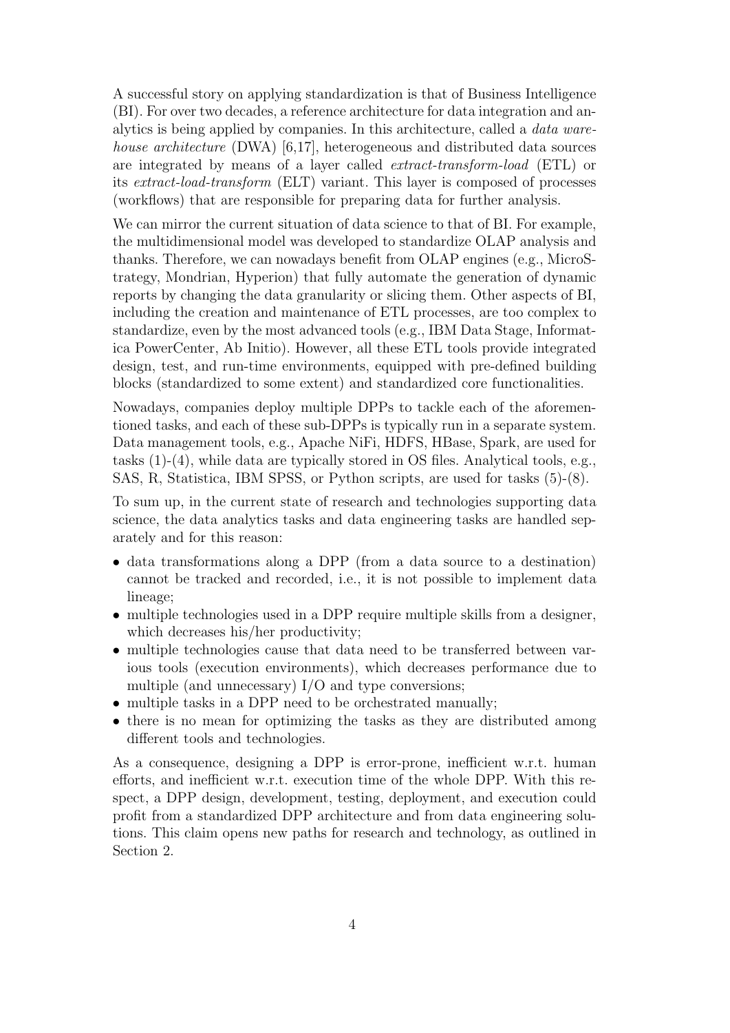A successful story on applying standardization is that of Business Intelligence (BI). For over two decades, a reference architecture for data integration and analytics is being applied by companies. In this architecture, called a *data warehouse architecture* (DWA) [6,17], heterogeneous and distributed data sources are integrated by means of a layer called *extract-transform-load* (ETL) or its *extract-load-transform* (ELT) variant. This layer is composed of processes (workflows) that are responsible for preparing data for further analysis.

We can mirror the current situation of data science to that of BI. For example, the multidimensional model was developed to standardize OLAP analysis and thanks. Therefore, we can nowadays benefit from OLAP engines (e.g., MicroStrategy, Mondrian, Hyperion) that fully automate the generation of dynamic reports by changing the data granularity or slicing them. Other aspects of BI, including the creation and maintenance of ETL processes, are too complex to standardize, even by the most advanced tools (e.g., IBM Data Stage, Informatica PowerCenter, Ab Initio). However, all these ETL tools provide integrated design, test, and run-time environments, equipped with pre-defined building blocks (standardized to some extent) and standardized core functionalities.

Nowadays, companies deploy multiple DPPs to tackle each of the aforementioned tasks, and each of these sub-DPPs is typically run in a separate system. Data management tools, e.g., Apache NiFi, HDFS, HBase, Spark, are used for tasks (1)-(4), while data are typically stored in OS files. Analytical tools, e.g., SAS, R, Statistica, IBM SPSS, or Python scripts, are used for tasks (5)-(8).

To sum up, in the current state of research and technologies supporting data science, the data analytics tasks and data engineering tasks are handled separately and for this reason:

- data transformations along a DPP (from a data source to a destination) cannot be tracked and recorded, i.e., it is not possible to implement data lineage;
- multiple technologies used in a DPP require multiple skills from a designer, which decreases his/her productivity;
- multiple technologies cause that data need to be transferred between various tools (execution environments), which decreases performance due to multiple (and unnecessary) I/O and type conversions;
- multiple tasks in a DPP need to be orchestrated manually;
- there is no mean for optimizing the tasks as they are distributed among different tools and technologies.

As a consequence, designing a DPP is error-prone, inefficient w.r.t. human efforts, and inefficient w.r.t. execution time of the whole DPP. With this respect, a DPP design, development, testing, deployment, and execution could profit from a standardized DPP architecture and from data engineering solutions. This claim opens new paths for research and technology, as outlined in Section 2.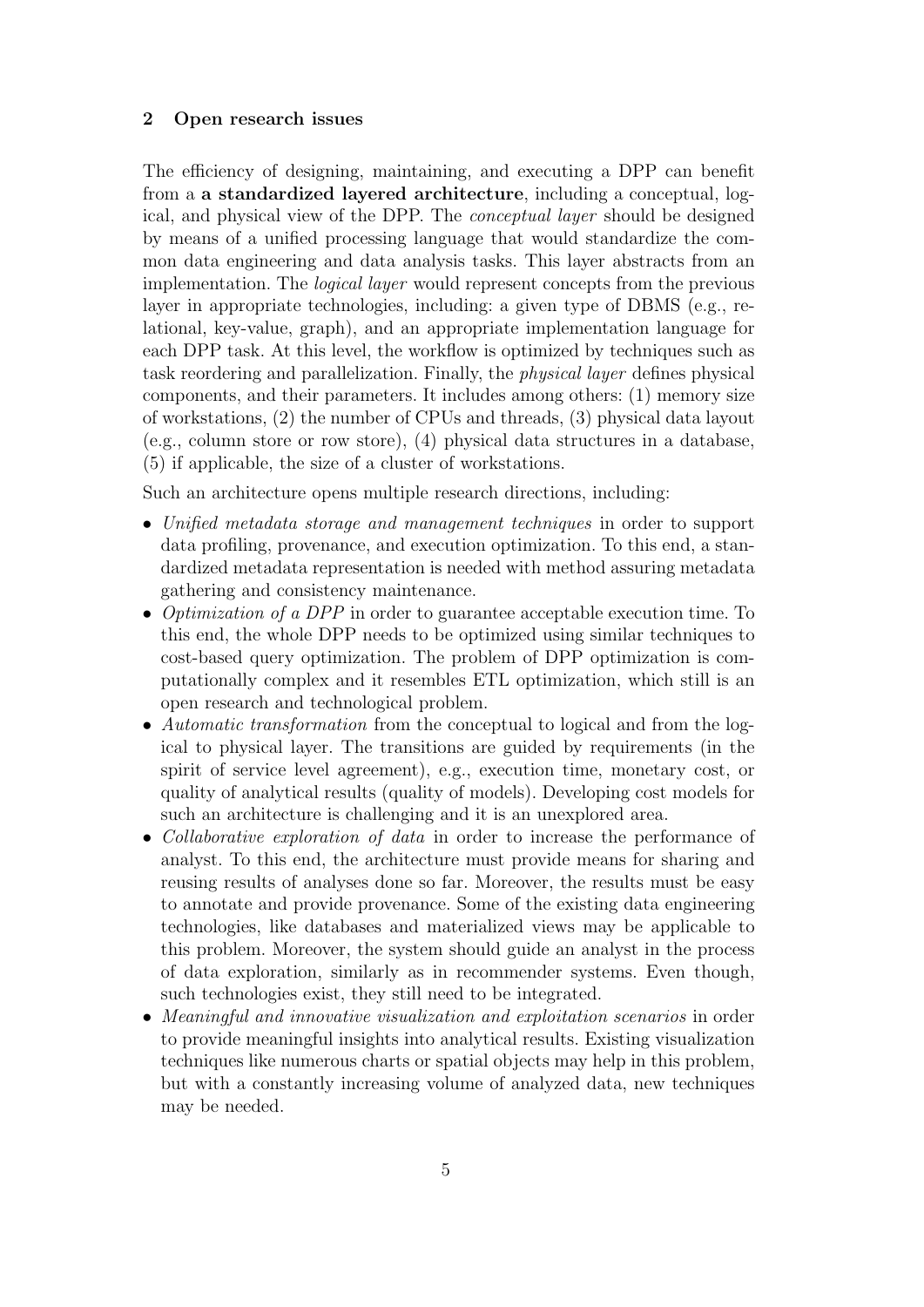## 2 Open research issues

The efficiency of designing, maintaining, and executing a DPP can benefit from a **a standardized layered architecture**, including a conceptual, logical, and physical view of the DPP. The *conceptual layer* should be designed by means of a unified processing language that would standardize the common data engineering and data analysis tasks. This layer abstracts from an implementation. The *logical layer* would represent concepts from the previous layer in appropriate technologies, including: a given type of DBMS (e.g., relational, key-value, graph), and an appropriate implementation language for each DPP task. At this level, the workflow is optimized by techniques such as task reordering and parallelization. Finally, the *physical layer* defines physical components, and their parameters. It includes among others: (1) memory size of workstations, (2) the number of CPUs and threads, (3) physical data layout (e.g., column store or row store), (4) physical data structures in a database, (5) if applicable, the size of a cluster of workstations.

Such an architecture opens multiple research directions, including:

- *Unified metadata storage and management techniques* in order to support data profiling, provenance, and execution optimization. To this end, a standardized metadata representation is needed with method assuring metadata gathering and consistency maintenance.
- *Optimization of a DPP* in order to guarantee acceptable execution time. To this end, the whole DPP needs to be optimized using similar techniques to cost-based query optimization. The problem of DPP optimization is computationally complex and it resembles ETL optimization, which still is an open research and technological problem.
- *Automatic transformation* from the conceptual to logical and from the logical to physical layer. The transitions are guided by requirements (in the spirit of service level agreement), e.g., execution time, monetary cost, or quality of analytical results (quality of models). Developing cost models for such an architecture is challenging and it is an unexplored area.
- *Collaborative exploration of data* in order to increase the performance of analyst. To this end, the architecture must provide means for sharing and reusing results of analyses done so far. Moreover, the results must be easy to annotate and provide provenance. Some of the existing data engineering technologies, like databases and materialized views may be applicable to this problem. Moreover, the system should guide an analyst in the process of data exploration, similarly as in recommender systems. Even though, such technologies exist, they still need to be integrated.
- *Meaningful and innovative visualization and exploitation scenarios* in order to provide meaningful insights into analytical results. Existing visualization techniques like numerous charts or spatial objects may help in this problem, but with a constantly increasing volume of analyzed data, new techniques may be needed.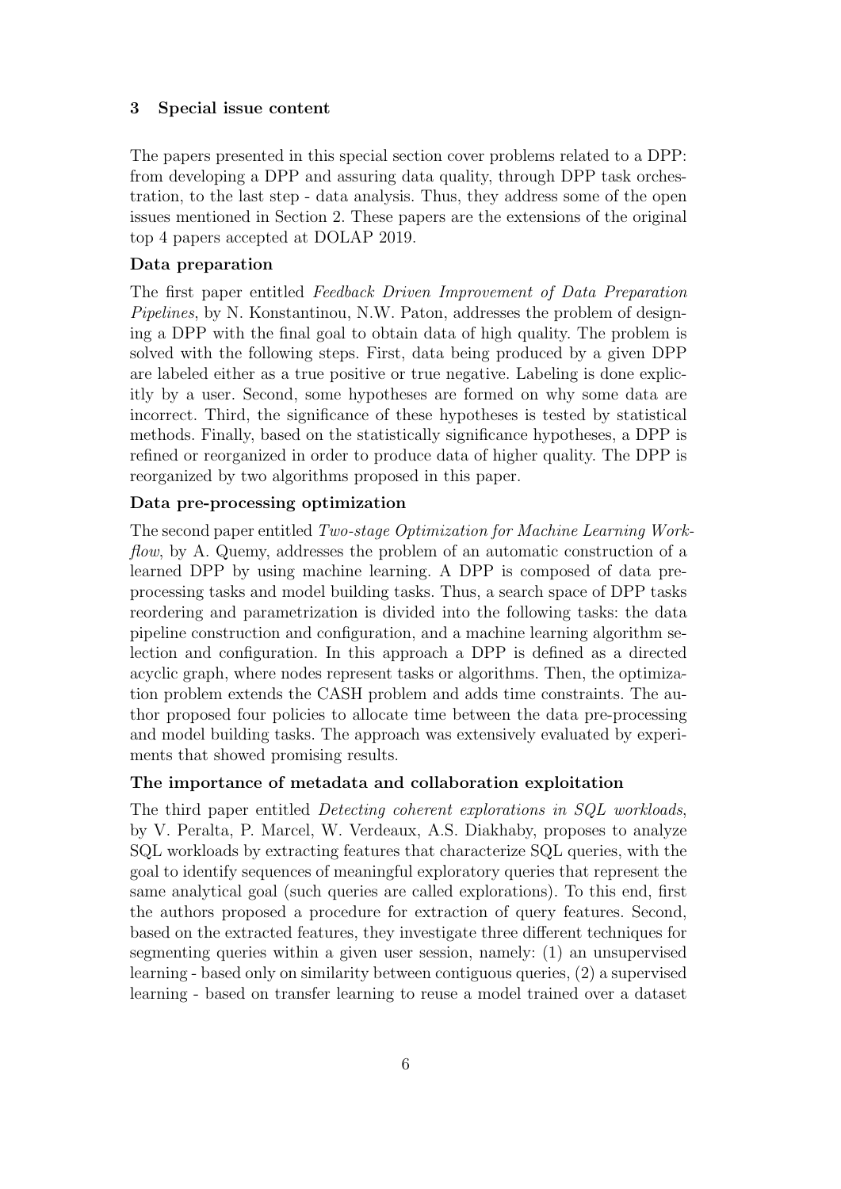## 3 Special issue content

The papers presented in this special section cover problems related to a DPP: from developing a DPP and assuring data quality, through DPP task orchestration, to the last step - data analysis. Thus, they address some of the open issues mentioned in Section 2. These papers are the extensions of the original top 4 papers accepted at DOLAP 2019.

### Data preparation

The first paper entitled *Feedback Driven Improvement of Data Preparation Pipelines*, by N. Konstantinou, N.W. Paton, addresses the problem of designing a DPP with the final goal to obtain data of high quality. The problem is solved with the following steps. First, data being produced by a given DPP are labeled either as a true positive or true negative. Labeling is done explicitly by a user. Second, some hypotheses are formed on why some data are incorrect. Third, the significance of these hypotheses is tested by statistical methods. Finally, based on the statistically significance hypotheses, a DPP is refined or reorganized in order to produce data of higher quality. The DPP is reorganized by two algorithms proposed in this paper.

### Data pre-processing optimization

The second paper entitled *Two-stage Optimization for Machine Learning Workflow*, by A. Quemy, addresses the problem of an automatic construction of a learned DPP by using machine learning. A DPP is composed of data pre-processing tasks and model building tasks. Thus, a search space of DPP tasks reordering and parametrization is divided into the following tasks: the data pipeline construction and configuration, and a machine learning algorithm selection and configuration. In this approach a DPP is defined as a directed acyclic graph, where nodes represent tasks or algorithms. Then, the optimization problem extends the CASH problem and adds time constraints. The author proposed four policies to allocate time between the data pre-processing and model building tasks. The approach was extensively evaluated by experiments that showed promising results.

### The importance of metadata and collaboration exploitation

The third paper entitled *Detecting coherent explorations in SQL workloads*, by V. Peralta, P. Marcel, W. Verdeaux, A.S. Diakhaby, proposes to analyze SQL workloads by extracting features that characterize SQL queries, with the goal to identify sequences of meaningful exploratory queries that represent the same analytical goal (such queries are called explorations). To this end, first the authors proposed a procedure for extraction of query features. Second, based on the extracted features, they investigate three different techniques for segmenting queries within a given user session, namely: (1) an unsupervised learning - based only on similarity between contiguous queries, (2) a supervised learning - based on transfer learning to reuse a model trained over a dataset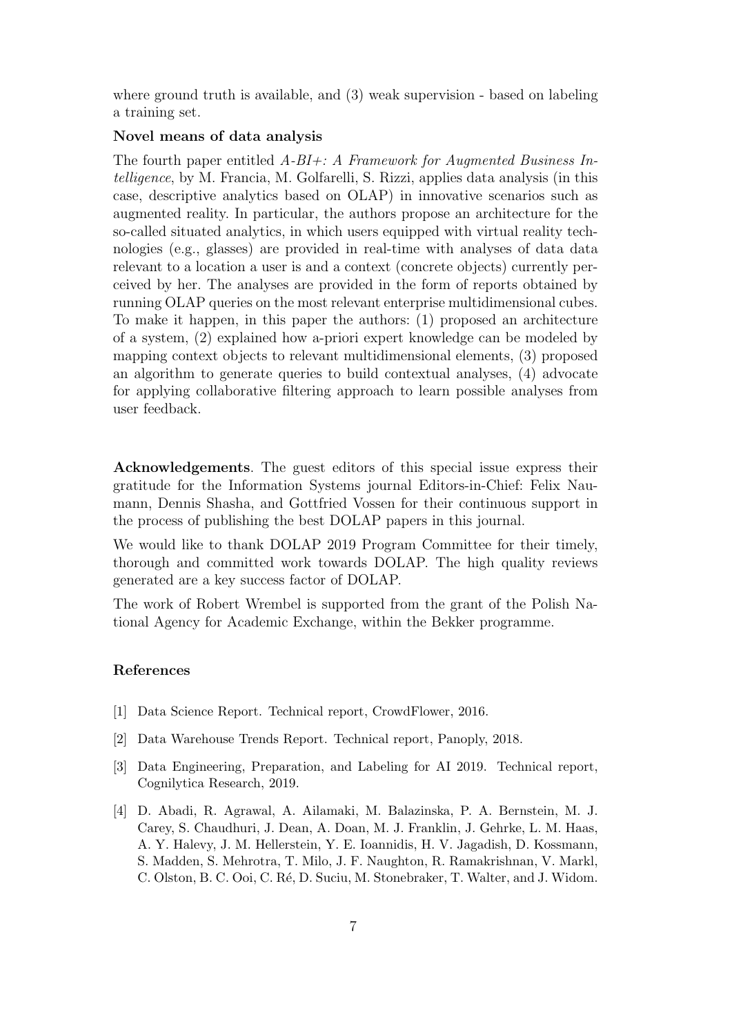where ground truth is available, and (3) weak supervision - based on labeling a training set.

### Novel means of data analysis

The fourth paper entitled *A-BI+: A Framework for Augmented Business Intelligence*, by M. Francia, M. Golfarelli, S. Rizzi, applies data analysis (in this case, descriptive analytics based on OLAP) in innovative scenarios such as augmented reality. In particular, the authors propose an architecture for the so-called situated analytics, in which users equipped with virtual reality technologies (e.g., glasses) are provided in real-time with analyses of data data relevant to a location a user is and a context (concrete objects) currently perceived by her. The analyses are provided in the form of reports obtained by running OLAP queries on the most relevant enterprise multidimensional cubes. To make it happen, in this paper the authors: (1) proposed an architecture of a system, (2) explained how a-priori expert knowledge can be modeled by mapping context objects to relevant multidimensional elements, (3) proposed an algorithm to generate queries to build contextual analyses, (4) advocate for applying collaborative filtering approach to learn possible analyses from user feedback.

**Acknowledgements**. The guest editors of this special issue express their gratitude for the Information Systems journal Editors-in-Chief: Felix Naumann, Dennis Shasha, and Gottfried Vossen for their continuous support in the process of publishing the best DOLAP papers in this journal.

We would like to thank DOLAP 2019 Program Committee for their timely, thorough and committed work towards DOLAP. The high quality reviews generated are a key success factor of DOLAP.

The work of Robert Wrembel is supported from the grant of the Polish National Agency for Academic Exchange, within the Bekker programme.

### References

[1] Data Science Report. Technical report, CrowdFlower, 2016.

[2] Data Warehouse Trends Report. Technical report, Panoply, 2018.

[3] Data Engineering, Preparation, and Labeling for AI 2019. Technical report, Cognilytica Research, 2019.

[4] D. Abadi, R. Agrawal, A. Ailamaki, M. Balazinska, P. A. Bernstein, M. J. Carey, S. Chaudhuri, J. Dean, A. Doan, M. J. Franklin, J. Gehrke, L. M. Haas, A. Y. Halevy, J. M. Hellerstein, Y. E. Ioannidis, H. V. Jagadish, D. Kossmann, S. Madden, S. Mehrotra, T. Milo, J. F. Naughton, R. Ramakrishnan, V. Markl, C. Olston, B. C. Ooi, C. Ré, D. Suciu, M. Stonebraker, T. Walter, and J. Widom.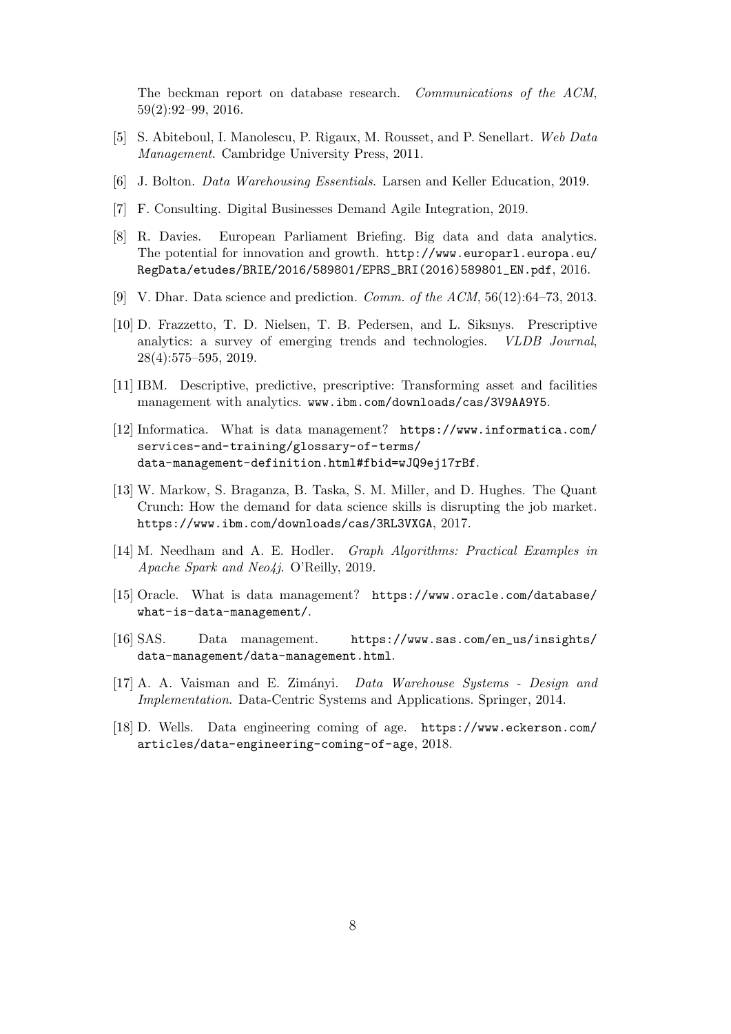The beckman report on database research. *Communications of the ACM*, 59(2):92–99, 2016.

[5] S. Abiteboul, I. Manolescu, P. Rigaux, M. Rousset, and P. Senellart. *Web Data Management*. Cambridge University Press, 2011.

[6] J. Bolton. *Data Warehousing Essentials*. Larsen and Keller Education, 2019.

[7] F. Consulting. Digital Businesses Demand Agile Integration, 2019.

[8] R. Davies. European Parliament Briefing. Big data and data analytics. The potential for innovation and growth. `http://www.europarl.europa.eu/RegData/etudes/BRIE/2016/589801/EPRS_BRI(2016)589801_EN.pdf`, 2016.

[9] V. Dhar. Data science and prediction. *Comm. of the ACM*, 56(12):64–73, 2013.

[10] D. Frazzetto, T. D. Nielsen, T. B. Pedersen, and L. Siksnys. Prescriptive analytics: a survey of emerging trends and technologies. *VLDB Journal*, 28(4):575–595, 2019.

[11] IBM. Descriptive, predictive, prescriptive: Transforming asset and facilities management with analytics. `www.ibm.com/downloads/cas/3V9AA9Y5`.

[12] Informatica. What is data management? `https://www.informatica.com/services-and-training/glossary-of-terms/data-management-definition.html#fbid=wJQ9ej17rBf`.

[13] W. Markow, S. Braganza, B. Taska, S. M. Miller, and D. Hughes. The Quant Crunch: How the demand for data science skills is disrupting the job market. `https://www.ibm.com/downloads/cas/3RL3VXGA`, 2017.

[14] M. Needham and A. E. Hodler. *Graph Algorithms: Practical Examples in Apache Spark and Neo4j*. O'Reilly, 2019.

[15] Oracle. What is data management? `https://www.oracle.com/database/what-is-data-management/`.

[16] SAS. Data management. `https://www.sas.com/en_us/insights/data-management/data-management.html`.

[17] A. A. Vaisman and E. Zimányi. *Data Warehouse Systems - Design and Implementation*. Data-Centric Systems and Applications. Springer, 2014.

[18] D. Wells. Data engineering coming of age. `https://www.eckerson.com/articles/data-engineering-coming-of-age`, 2018.